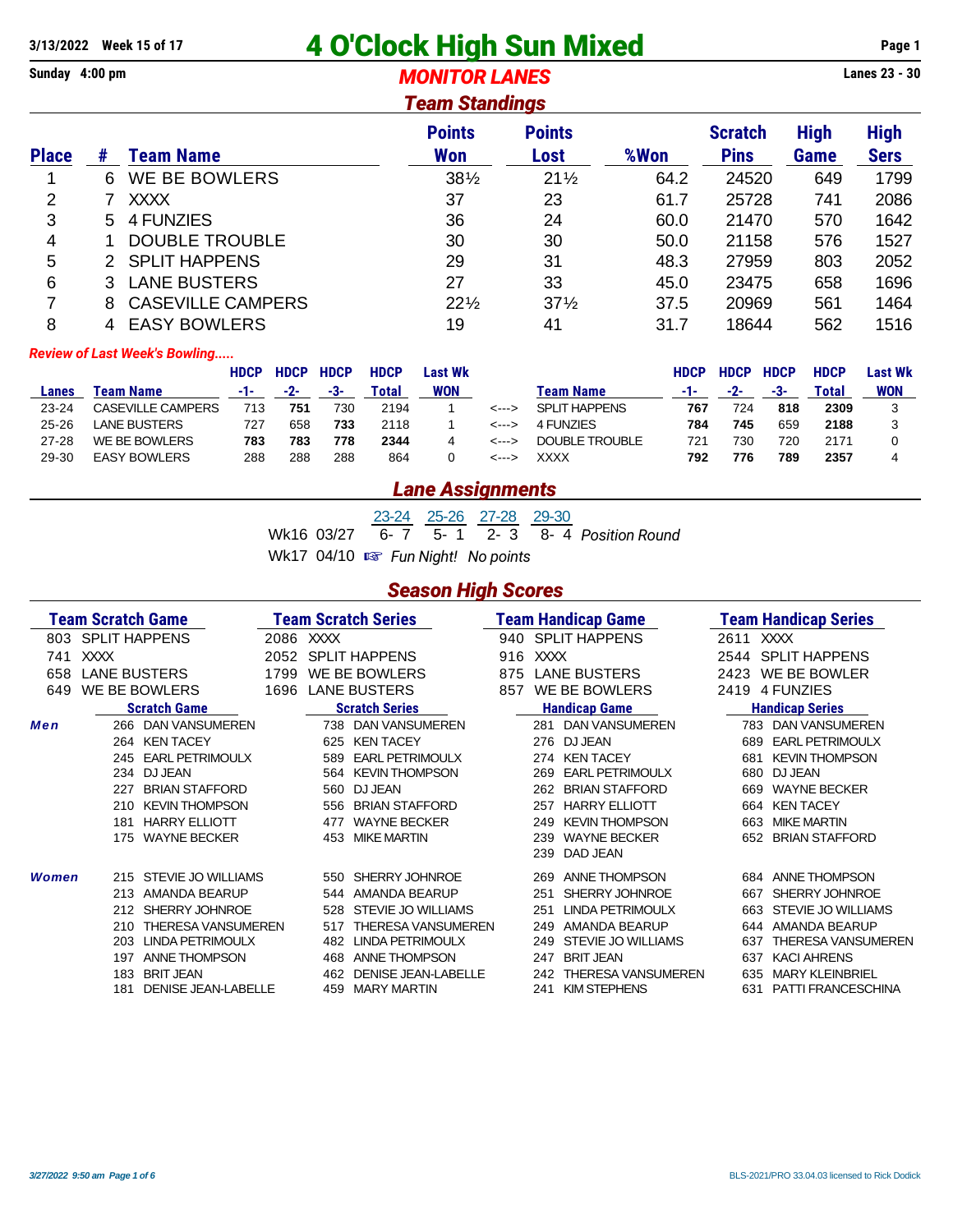3/13/2022 Week 15 of 17

# 4 O'Clock High Sun Mixed

Sunday 4:00 pm

## *MONITOR LANES*

Lanes 23 - 30

### *Team Standings*

| Place | # | Team Name | Points Won | Points Lost | %Won | Scratch Pins | High Game | High Sers |
|---|---|---|---|---|---|---|---|---|
| 1 | 6 | WE BE BOWLERS | 38½ | 21½ | 64.2 | 24520 | 649 | 1799 |
| 2 | 7 | XXXX | 37 | 23 | 61.7 | 25728 | 741 | 2086 |
| 3 | 5 | 4 FUNZIES | 36 | 24 | 60.0 | 21470 | 570 | 1642 |
| 4 | 1 | DOUBLE TROUBLE | 30 | 30 | 50.0 | 21158 | 576 | 1527 |
| 5 | 2 | SPLIT HAPPENS | 29 | 31 | 48.3 | 27959 | 803 | 2052 |
| 6 | 3 | LANE BUSTERS | 27 | 33 | 45.0 | 23475 | 658 | 1696 |
| 7 | 8 | CASEVILLE CAMPERS | 22½ | 37½ | 37.5 | 20969 | 561 | 1464 |
| 8 | 4 | EASY BOWLERS | 19 | 41 | 31.7 | 18644 | 562 | 1516 |

*Review of Last Week's Bowling.....*

| Lanes | Team Name | HDCP -1- | HDCP -2- | HDCP -3- | HDCP Total | Last Wk WON | | Team Name | HDCP -1- | HDCP -2- | HDCP -3- | HDCP Total | Last Wk WON |
|---|---|---|---|---|---|---|---|---|---|---|---|---|---|
| 23-24 | CASEVILLE CAMPERS | 713 | **751** | 730 | 2194 | 1 | <---> | SPLIT HAPPENS | **767** | 724 | **818** | **2309** | 3 |
| 25-26 | LANE BUSTERS | 727 | 658 | **733** | 2118 | 1 | <---> | 4 FUNZIES | **784** | **745** | 659 | **2188** | 3 |
| 27-28 | WE BE BOWLERS | **783** | **783** | **778** | **2344** | 4 | <---> | DOUBLE TROUBLE | 721 | 730 | 720 | 2171 | 0 |
| 29-30 | EASY BOWLERS | 288 | 288 | 288 | 864 | 0 | <---> | XXXX | **792** | **776** | **789** | **2357** | 4 |

### *Lane Assignments*

| | 23-24 | 25-26 | 27-28 | 29-30 | |
|---|---|---|---|---|---|
| Wk16 03/27 | 6- 7 | 5- 1 | 2- 3 | 8- 4 | *Position Round* |

Wk17 04/10 ☞ *Fun Night! No points*

### *Season High Scores*

| Team Scratch Game | Team Scratch Series | Team Handicap Game | Team Handicap Series |
|---|---|---|---|
| 803 SPLIT HAPPENS | 2086 XXXX | 940 SPLIT HAPPENS | 2611 XXXX |
| 741 XXXX | 2052 SPLIT HAPPENS | 916 XXXX | 2544 SPLIT HAPPENS |
| 658 LANE BUSTERS | 1799 WE BE BOWLERS | 875 LANE BUSTERS | 2423 WE BE BOWLER |
| 649 WE BE BOWLERS | 1696 LANE BUSTERS | 857 WE BE BOWLERS | 2419 4 FUNZIES |

| | Scratch Game | Scratch Series | Handicap Game | Handicap Series |
|---|---|---|---|---|
| ***Men*** | 266 DAN VANSUMEREN | 738 DAN VANSUMEREN | 281 DAN VANSUMEREN | 783 DAN VANSUMEREN |
| | 264 KEN TACEY | 625 KEN TACEY | 276 DJ JEAN | 689 EARL PETRIMOULX |
| | 245 EARL PETRIMOULX | 589 EARL PETRIMOULX | 274 KEN TACEY | 681 KEVIN THOMPSON |
| | 234 DJ JEAN | 564 KEVIN THOMPSON | 269 EARL PETRIMOULX | 680 DJ JEAN |
| | 227 BRIAN STAFFORD | 560 DJ JEAN | 262 BRIAN STAFFORD | 669 WAYNE BECKER |
| | 210 KEVIN THOMPSON | 556 BRIAN STAFFORD | 257 HARRY ELLIOTT | 664 KEN TACEY |
| | 181 HARRY ELLIOTT | 477 WAYNE BECKER | 249 KEVIN THOMPSON | 663 MIKE MARTIN |
| | 175 WAYNE BECKER | 453 MIKE MARTIN | 239 WAYNE BECKER | 652 BRIAN STAFFORD |
| | | | 239 DAD JEAN | |
| ***Women*** | 215 STEVIE JO WILLIAMS | 550 SHERRY JOHNROE | 269 ANNE THOMPSON | 684 ANNE THOMPSON |
| | 213 AMANDA BEARUP | 544 AMANDA BEARUP | 251 SHERRY JOHNROE | 667 SHERRY JOHNROE |
| | 212 SHERRY JOHNROE | 528 STEVIE JO WILLIAMS | 251 LINDA PETRIMOULX | 663 STEVIE JO WILLIAMS |
| | 210 THERESA VANSUMEREN | 517 THERESA VANSUMEREN | 249 AMANDA BEARUP | 644 AMANDA BEARUP |
| | 203 LINDA PETRIMOULX | 482 LINDA PETRIMOULX | 249 STEVIE JO WILLIAMS | 637 THERESA VANSUMEREN |
| | 197 ANNE THOMPSON | 468 ANNE THOMPSON | 247 BRIT JEAN | 637 KACI AHRENS |
| | 183 BRIT JEAN | 462 DENISE JEAN-LABELLE | 242 THERESA VANSUMEREN | 635 MARY KLEINBRIEL |
| | 181 DENISE JEAN-LABELLE | 459 MARY MARTIN | 241 KIM STEPHENS | 631 PATTI FRANCESCHINA |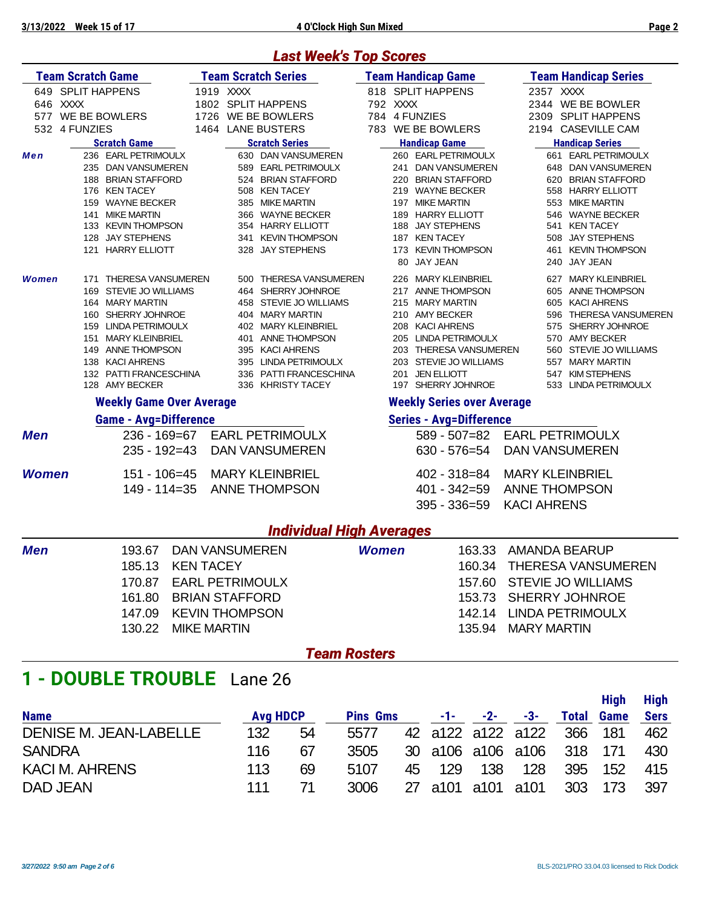## *Last Week's Top Scores*

| Team Scratch Game | Team Scratch Series | Team Handicap Game | Team Handicap Series |
|---|---|---|---|
| 649 SPLIT HAPPENS | 1919 XXXX | 818 SPLIT HAPPENS | 2357 XXXX |
| 646 XXXX | 1802 SPLIT HAPPENS | 792 XXXX | 2344 WE BE BOWLER |
| 577 WE BE BOWLERS | 1726 WE BE BOWLERS | 784 4 FUNZIES | 2309 SPLIT HAPPENS |
| 532 4 FUNZIES | 1464 LANE BUSTERS | 783 WE BE BOWLERS | 2194 CASEVILLE CAM |

| | Scratch Game | Scratch Series | Handicap Game | Handicap Series |
|---|---|---|---|---|
| ***Men*** | 236 EARL PETRIMOULX | 630 DAN VANSUMEREN | 260 EARL PETRIMOULX | 661 EARL PETRIMOULX |
| | 235 DAN VANSUMEREN | 589 EARL PETRIMOULX | 241 DAN VANSUMEREN | 648 DAN VANSUMEREN |
| | 188 BRIAN STAFFORD | 524 BRIAN STAFFORD | 220 BRIAN STAFFORD | 620 BRIAN STAFFORD |
| | 176 KEN TACEY | 508 KEN TACEY | 219 WAYNE BECKER | 558 HARRY ELLIOTT |
| | 159 WAYNE BECKER | 385 MIKE MARTIN | 197 MIKE MARTIN | 553 MIKE MARTIN |
| | 141 MIKE MARTIN | 366 WAYNE BECKER | 189 HARRY ELLIOTT | 546 WAYNE BECKER |
| | 133 KEVIN THOMPSON | 354 HARRY ELLIOTT | 188 JAY STEPHENS | 541 KEN TACEY |
| | 128 JAY STEPHENS | 341 KEVIN THOMPSON | 187 KEN TACEY | 508 JAY STEPHENS |
| | 121 HARRY ELLIOTT | 328 JAY STEPHENS | 173 KEVIN THOMPSON | 461 KEVIN THOMPSON |
| | | | 80 JAY JEAN | 240 JAY JEAN |
| ***Women*** | 171 THERESA VANSUMEREN | 500 THERESA VANSUMEREN | 226 MARY KLEINBRIEL | 627 MARY KLEINBRIEL |
| | 169 STEVIE JO WILLIAMS | 464 SHERRY JOHNROE | 217 ANNE THOMPSON | 605 ANNE THOMPSON |
| | 164 MARY MARTIN | 458 STEVIE JO WILLIAMS | 215 MARY MARTIN | 605 KACI AHRENS |
| | 160 SHERRY JOHNROE | 404 MARY MARTIN | 210 AMY BECKER | 596 THERESA VANSUMEREN |
| | 159 LINDA PETRIMOULX | 402 MARY KLEINBRIEL | 208 KACI AHRENS | 575 SHERRY JOHNROE |
| | 151 MARY KLEINBRIEL | 401 ANNE THOMPSON | 205 LINDA PETRIMOULX | 570 AMY BECKER |
| | 149 ANNE THOMPSON | 395 KACI AHRENS | 203 THERESA VANSUMEREN | 560 STEVIE JO WILLIAMS |
| | 138 KACI AHRENS | 395 LINDA PETRIMOULX | 203 STEVIE JO WILLIAMS | 557 MARY MARTIN |
| | 132 PATTI FRANCESCHINA | 336 PATTI FRANCESCHINA | 201 JEN ELLIOTT | 547 KIM STEPHENS |
| | 128 AMY BECKER | 336 KHRISTY TACEY | 197 SHERRY JOHNROE | 533 LINDA PETRIMOULX |

| | Weekly Game Over Average | | Weekly Series over Average | |
|---|---|---|---|---|
| | **Game - Avg=Difference** | | **Series - Avg=Difference** | |
| ***Men*** | 236 - 169=67 | EARL PETRIMOULX | 589 - 507=82 | EARL PETRIMOULX |
| | 235 - 192=43 | DAN VANSUMEREN | 630 - 576=54 | DAN VANSUMEREN |
| ***Women*** | 151 - 106=45 | MARY KLEINBRIEL | 402 - 318=84 | MARY KLEINBRIEL |
| | 149 - 114=35 | ANNE THOMPSON | 401 - 342=59 | ANNE THOMPSON |
| | | | 395 - 336=59 | KACI AHRENS |

## *Individual High Averages*

| Men | | Women | |
|---|---|---|---|
| 193.67 | DAN VANSUMEREN | 163.33 | AMANDA BEARUP |
| 185.13 | KEN TACEY | 160.34 | THERESA VANSUMEREN |
| 170.87 | EARL PETRIMOULX | 157.60 | STEVIE JO WILLIAMS |
| 161.80 | BRIAN STAFFORD | 153.73 | SHERRY JOHNROE |
| 147.09 | KEVIN THOMPSON | 142.14 | LINDA PETRIMOULX |
| 130.22 | MIKE MARTIN | 135.94 | MARY MARTIN |

## *Team Rosters*

# 1 - DOUBLE TROUBLE Lane 26

| Name | Avg | HDCP | Pins | Gms | -1- | -2- | -3- | Total | High Game | High Sers |
|---|---|---|---|---|---|---|---|---|---|---|
| DENISE M. JEAN-LABELLE | 132 | 54 | 5577 | 42 | a122 | a122 | a122 | 366 | 181 | 462 |
| SANDRA | 116 | 67 | 3505 | 30 | a106 | a106 | a106 | 318 | 171 | 430 |
| KACI M. AHRENS | 113 | 69 | 5107 | 45 | 129 | 138 | 128 | 395 | 152 | 415 |
| DAD JEAN | 111 | 71 | 3006 | 27 | a101 | a101 | a101 | 303 | 173 | 397 |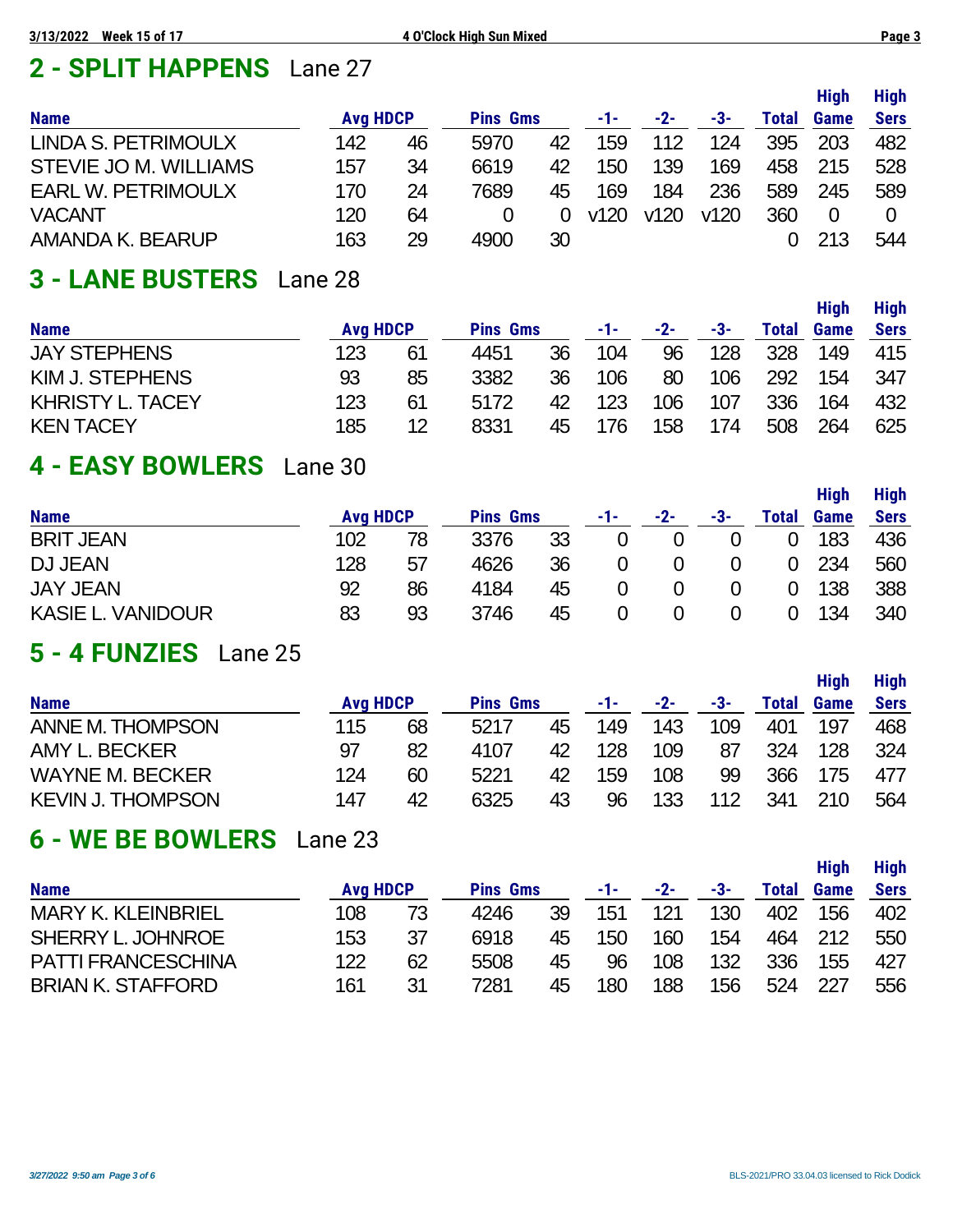## 2 - SPLIT HAPPENS Lane 27

| Name | Avg | HDCP | Pins | Gms | -1- | -2- | -3- | Total | High Game | High Sers |
|---|---|---|---|---|---|---|---|---|---|---|
| LINDA S. PETRIMOULX | 142 | 46 | 5970 | 42 | 159 | 112 | 124 | 395 | 203 | 482 |
| STEVIE JO M. WILLIAMS | 157 | 34 | 6619 | 42 | 150 | 139 | 169 | 458 | 215 | 528 |
| EARL W. PETRIMOULX | 170 | 24 | 7689 | 45 | 169 | 184 | 236 | 589 | 245 | 589 |
| VACANT | 120 | 64 | 0 | 0 | v120 | v120 | v120 | 360 | 0 | 0 |
| AMANDA K. BEARUP | 163 | 29 | 4900 | 30 | | | | 0 | 213 | 544 |

## 3 - LANE BUSTERS Lane 28

| Name | Avg | HDCP | Pins | Gms | -1- | -2- | -3- | Total | High Game | High Sers |
|---|---|---|---|---|---|---|---|---|---|---|
| JAY STEPHENS | 123 | 61 | 4451 | 36 | 104 | 96 | 128 | 328 | 149 | 415 |
| KIM J. STEPHENS | 93 | 85 | 3382 | 36 | 106 | 80 | 106 | 292 | 154 | 347 |
| KHRISTY L. TACEY | 123 | 61 | 5172 | 42 | 123 | 106 | 107 | 336 | 164 | 432 |
| KEN TACEY | 185 | 12 | 8331 | 45 | 176 | 158 | 174 | 508 | 264 | 625 |

## 4 - EASY BOWLERS Lane 30

| Name | Avg | HDCP | Pins | Gms | -1- | -2- | -3- | Total | High Game | High Sers |
|---|---|---|---|---|---|---|---|---|---|---|
| BRIT JEAN | 102 | 78 | 3376 | 33 | 0 | 0 | 0 | 0 | 183 | 436 |
| DJ JEAN | 128 | 57 | 4626 | 36 | 0 | 0 | 0 | 0 | 234 | 560 |
| JAY JEAN | 92 | 86 | 4184 | 45 | 0 | 0 | 0 | 0 | 138 | 388 |
| KASIE L. VANIDOUR | 83 | 93 | 3746 | 45 | 0 | 0 | 0 | 0 | 134 | 340 |

## 5 - 4 FUNZIES Lane 25

| Name | Avg | HDCP | Pins | Gms | -1- | -2- | -3- | Total | High Game | High Sers |
|---|---|---|---|---|---|---|---|---|---|---|
| ANNE M. THOMPSON | 115 | 68 | 5217 | 45 | 149 | 143 | 109 | 401 | 197 | 468 |
| AMY L. BECKER | 97 | 82 | 4107 | 42 | 128 | 109 | 87 | 324 | 128 | 324 |
| WAYNE M. BECKER | 124 | 60 | 5221 | 42 | 159 | 108 | 99 | 366 | 175 | 477 |
| KEVIN J. THOMPSON | 147 | 42 | 6325 | 43 | 96 | 133 | 112 | 341 | 210 | 564 |

## 6 - WE BE BOWLERS Lane 23

| Name | Avg | HDCP | Pins | Gms | -1- | -2- | -3- | Total | High Game | High Sers |
|---|---|---|---|---|---|---|---|---|---|---|
| MARY K. KLEINBRIEL | 108 | 73 | 4246 | 39 | 151 | 121 | 130 | 402 | 156 | 402 |
| SHERRY L. JOHNROE | 153 | 37 | 6918 | 45 | 150 | 160 | 154 | 464 | 212 | 550 |
| PATTI FRANCESCHINA | 122 | 62 | 5508 | 45 | 96 | 108 | 132 | 336 | 155 | 427 |
| BRIAN K. STAFFORD | 161 | 31 | 7281 | 45 | 180 | 188 | 156 | 524 | 227 | 556 |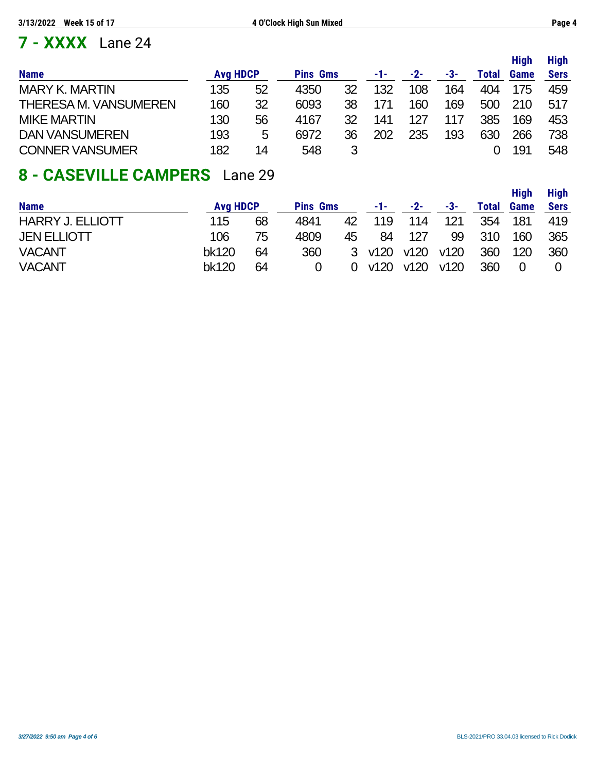## 7 - XXXX Lane 24

| Name | Avg | HDCP | Pins | Gms | -1- | -2- | -3- | Total | High Game | High Sers |
|---|---|---|---|---|---|---|---|---|---|---|
| MARY K. MARTIN | 135 | 52 | 4350 | 32 | 132 | 108 | 164 | 404 | 175 | 459 |
| THERESA M. VANSUMEREN | 160 | 32 | 6093 | 38 | 171 | 160 | 169 | 500 | 210 | 517 |
| MIKE MARTIN | 130 | 56 | 4167 | 32 | 141 | 127 | 117 | 385 | 169 | 453 |
| DAN VANSUMEREN | 193 | 5 | 6972 | 36 | 202 | 235 | 193 | 630 | 266 | 738 |
| CONNER VANSUMER | 182 | 14 | 548 | 3 | | | | 0 | 191 | 548 |

## 8 - CASEVILLE CAMPERS Lane 29

| Name | Avg | HDCP | Pins | Gms | -1- | -2- | -3- | Total | High Game | High Sers |
|---|---|---|---|---|---|---|---|---|---|---|
| HARRY J. ELLIOTT | 115 | 68 | 4841 | 42 | 119 | 114 | 121 | 354 | 181 | 419 |
| JEN ELLIOTT | 106 | 75 | 4809 | 45 | 84 | 127 | 99 | 310 | 160 | 365 |
| VACANT | bk120 | 64 | 360 | 3 | v120 | v120 | v120 | 360 | 120 | 360 |
| VACANT | bk120 | 64 | 0 | 0 | v120 | v120 | v120 | 360 | 0 | 0 |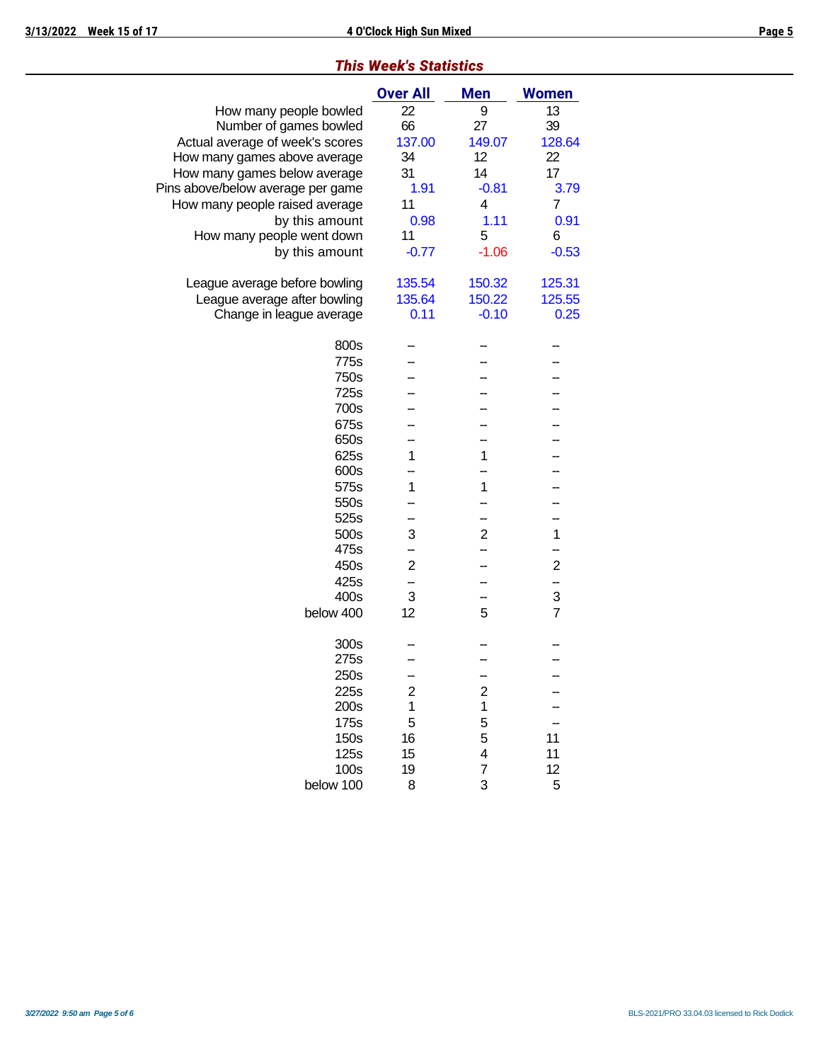## *This Week's Statistics*

| | Over All | Men | Women |
|---|---|---|---|
| How many people bowled | 22 | 9 | 13 |
| Number of games bowled | 66 | 27 | 39 |
| Actual average of week's scores | 137.00 | 149.07 | 128.64 |
| How many games above average | 34 | 12 | 22 |
| How many games below average | 31 | 14 | 17 |
| Pins above/below average per game | 1.91 | -0.81 | 3.79 |
| How many people raised average | 11 | 4 | 7 |
| by this amount | 0.98 | 1.11 | 0.91 |
| How many people went down | 11 | 5 | 6 |
| by this amount | -0.77 | -1.06 | -0.53 |
| | | | |
| League average before bowling | 135.54 | 150.32 | 125.31 |
| League average after bowling | 135.64 | 150.22 | 125.55 |
| Change in league average | 0.11 | -0.10 | 0.25 |
| | | | |
| 800s | -- | -- | -- |
| 775s | -- | -- | -- |
| 750s | -- | -- | -- |
| 725s | -- | -- | -- |
| 700s | -- | -- | -- |
| 675s | -- | -- | -- |
| 650s | -- | -- | -- |
| 625s | 1 | 1 | -- |
| 600s | -- | -- | -- |
| 575s | 1 | 1 | -- |
| 550s | -- | -- | -- |
| 525s | -- | -- | -- |
| 500s | 3 | 2 | 1 |
| 475s | -- | -- | -- |
| 450s | 2 | -- | 2 |
| 425s | -- | -- | -- |
| 400s | 3 | -- | 3 |
| below 400 | 12 | 5 | 7 |
| | | | |
| 300s | -- | -- | -- |
| 275s | -- | -- | -- |
| 250s | -- | -- | -- |
| 225s | 2 | 2 | -- |
| 200s | 1 | 1 | -- |
| 175s | 5 | 5 | -- |
| 150s | 16 | 5 | 11 |
| 125s | 15 | 4 | 11 |
| 100s | 19 | 7 | 12 |
| below 100 | 8 | 3 | 5 |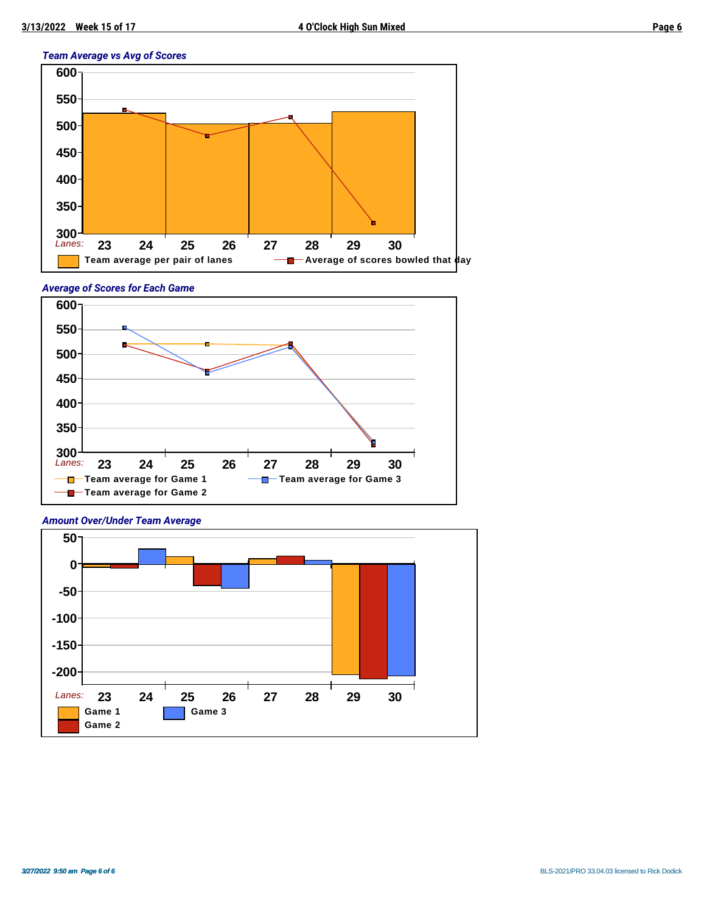*Team Average vs Avg of Scores*

600
550
500
450
400
350
300

Lanes: 23 24 25 26 27 28 29 30

Team average per pair of lanes

Average of scores bowled that day

*Average of Scores for Each Game*

600
550
500
450
400
350
300

Lanes: 23 24 25 26 27 28 29 30

Team average for Game 1

Team average for Game 2

Team average for Game 3

*Amount Over/Under Team Average*

50
0
-50
-100
-150
-200

Lanes: 23 24 25 26 27 28 29 30

Game 1

Game 2

Game 3